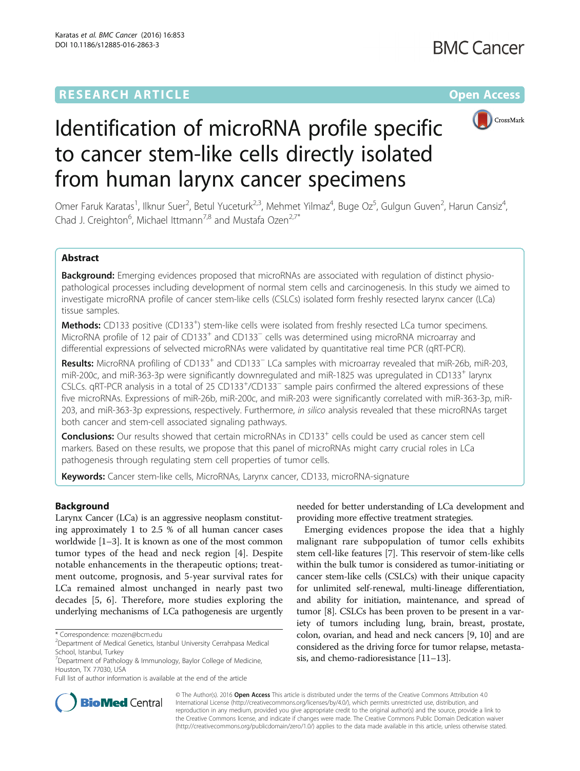RESEARCH ARTICLE

Open Access

# Identification of microRNA profile specific to cancer stem-like cells directly isolated from human larynx cancer specimens

Omer Faruk Karatas[1], Ilknur Suer[2], Betul Yuceturk[2,3], Mehmet Yilmaz[4], Buge Oz[5], Gulgun Guven[2], Harun Cansiz[4], Chad J. Creighton[6], Michael Ittmann[7,8] and Mustafa Ozen[2,7*]

## Abstract

**Background:** Emerging evidences proposed that microRNAs are associated with regulation of distinct physio-pathological processes including development of normal stem cells and carcinogenesis. In this study we aimed to investigate microRNA profile of cancer stem-like cells (CSLCs) isolated form freshly resected larynx cancer (LCa) tissue samples.

**Methods:** CD133 positive ($CD133^+$) stem-like cells were isolated from freshly resected LCa tumor specimens. MicroRNA profile of 12 pair of $CD133^+$ and $CD133^−$ cells was determined using microRNA microarray and differential expressions of selcected microRNAs were validated by quantitative real time PCR (qRT-PCR).

**Results:** MicroRNA profiling of $CD133^+$ and $CD133^−$ LCa samples with microarray revealed that miR-26b, miR-203, miR-200c, and miR-363-3p were significantly downregulated and miR-1825 was upregulated in $CD133^+$ larynx CSLCs. qRT-PCR analysis in a total of 25 $CD133^+$/$CD133^−$ sample pairs confirmed the altered expressions of these five microRNAs. Expressions of miR-26b, miR-200c, and miR-203 were significantly correlated with miR-363-3p, miR-203, and miR-363-3p expressions, respectively. Furthermore, *in silico* analysis revealed that these microRNAs target both cancer and stem-cell associated signaling pathways.

**Conclusions:** Our results showed that certain microRNAs in $CD133^+$ cells could be used as cancer stem cell markers. Based on these results, we propose that this panel of microRNAs might carry crucial roles in LCa pathogenesis through regulating stem cell properties of tumor cells.

**Keywords:** Cancer stem-like cells, MicroRNAs, Larynx cancer, CD133, microRNA-signature

## Background

Larynx Cancer (LCa) is an aggressive neoplasm constituting approximately 1 to 2.5 % of all human cancer cases worldwide [1–3]. It is known as one of the most common tumor types of the head and neck region [4]. Despite notable enhancements in the therapeutic options; treatment outcome, prognosis, and 5-year survival rates for LCa remained almost unchanged in nearly past two decades [5, 6]. Therefore, more studies exploring the underlying mechanisms of LCa pathogenesis are urgently needed for better understanding of LCa development and providing more effective treatment strategies.

Emerging evidences propose the idea that a highly malignant rare subpopulation of tumor cells exhibits stem cell-like features [7]. This reservoir of stem-like cells within the bulk tumor is considered as tumor-initiating or cancer stem-like cells (CSLCs) with their unique capacity for unlimited self-renewal, multi-lineage differentiation, and ability for initiation, maintenance, and spread of tumor [8]. CSLCs has been proven to be present in a variety of tumors including lung, brain, breast, prostate, colon, ovarian, and head and neck cancers [9, 10] and are considered as the driving force for tumor relapse, metastasis, and chemo-radioresistance [11–13].

\* Correspondence: mozen@bcm.edu
[2]Department of Medical Genetics, Istanbul University Cerrahpasa Medical School, Istanbul, Turkey
[7]Department of Pathology & Immunology, Baylor College of Medicine, Houston, TX 77030, USA
Full list of author information is available at the end of the article

© The Author(s). 2016 **Open Access** This article is distributed under the terms of the Creative Commons Attribution 4.0 International License (http://creativecommons.org/licenses/by/4.0/), which permits unrestricted use, distribution, and reproduction in any medium, provided you give appropriate credit to the original author(s) and the source, provide a link to the Creative Commons license, and indicate if changes were made. The Creative Commons Public Domain Dedication waiver (http://creativecommons.org/publicdomain/zero/1.0/) applies to the data made available in this article, unless otherwise stated.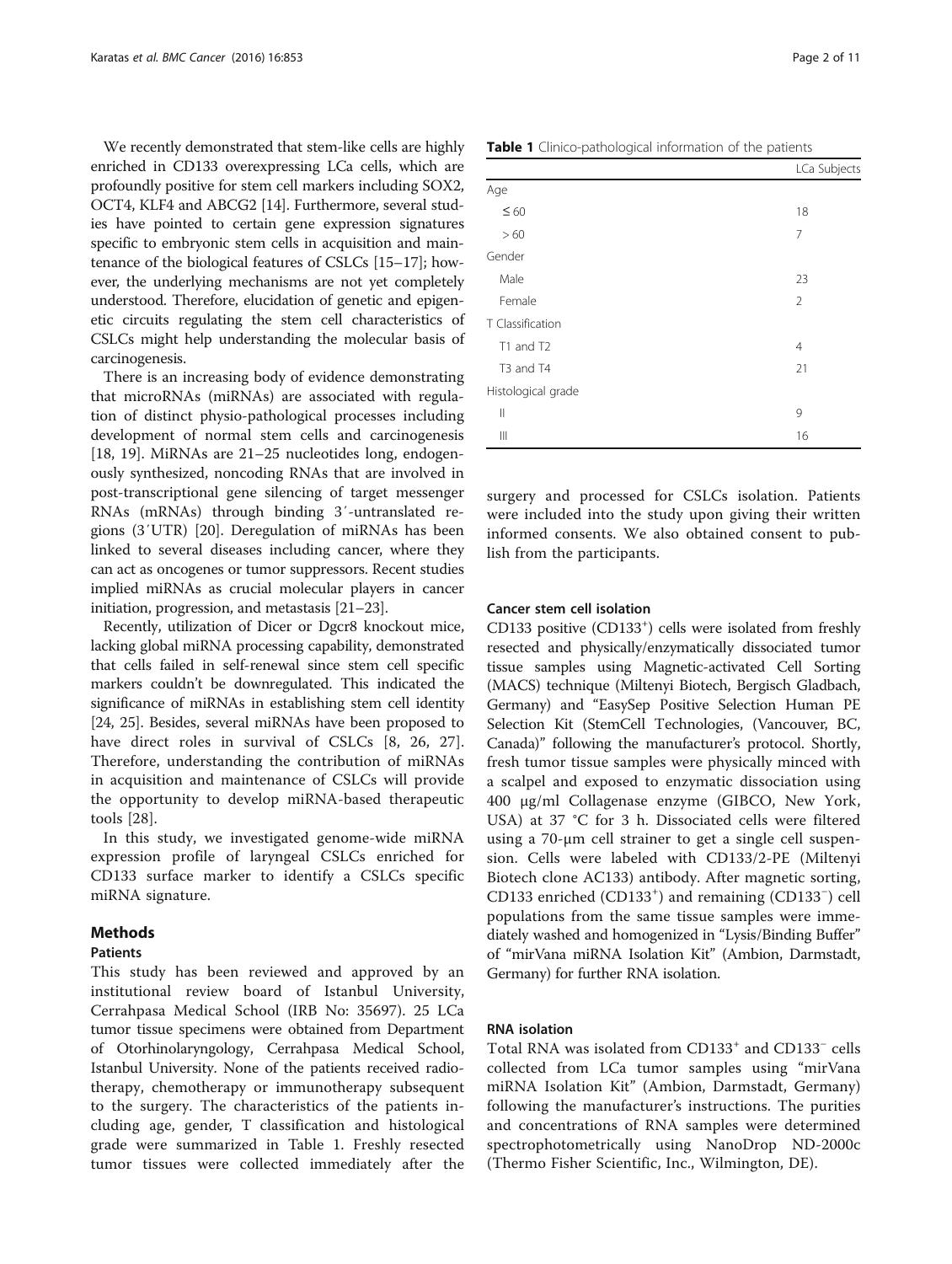We recently demonstrated that stem-like cells are highly enriched in CD133 overexpressing LCa cells, which are profoundly positive for stem cell markers including SOX2, OCT4, KLF4 and ABCG2 [14]. Furthermore, several studies have pointed to certain gene expression signatures specific to embryonic stem cells in acquisition and maintenance of the biological features of CSLCs [15–17]; however, the underlying mechanisms are not yet completely understood. Therefore, elucidation of genetic and epigenetic circuits regulating the stem cell characteristics of CSLCs might help understanding the molecular basis of carcinogenesis.

There is an increasing body of evidence demonstrating that microRNAs (miRNAs) are associated with regulation of distinct physio-pathological processes including development of normal stem cells and carcinogenesis [18, 19]. MiRNAs are 21–25 nucleotides long, endogenously synthesized, noncoding RNAs that are involved in post-transcriptional gene silencing of target messenger RNAs (mRNAs) through binding 3′-untranslated regions (3′UTR) [20]. Deregulation of miRNAs has been linked to several diseases including cancer, where they can act as oncogenes or tumor suppressors. Recent studies implied miRNAs as crucial molecular players in cancer initiation, progression, and metastasis [21–23].

Recently, utilization of Dicer or Dgcr8 knockout mice, lacking global miRNA processing capability, demonstrated that cells failed in self-renewal since stem cell specific markers couldn't be downregulated. This indicated the significance of miRNAs in establishing stem cell identity [24, 25]. Besides, several miRNAs have been proposed to have direct roles in survival of CSLCs [8, 26, 27]. Therefore, understanding the contribution of miRNAs in acquisition and maintenance of CSLCs will provide the opportunity to develop miRNA-based therapeutic tools [28].

In this study, we investigated genome-wide miRNA expression profile of laryngeal CSLCs enriched for CD133 surface marker to identify a CSLCs specific miRNA signature.

## Methods

### Patients

This study has been reviewed and approved by an institutional review board of Istanbul University, Cerrahpasa Medical School (IRB No: 35697). 25 LCa tumor tissue specimens were obtained from Department of Otorhinolaryngology, Cerrahpasa Medical School, Istanbul University. None of the patients received radiotherapy, chemotherapy or immunotherapy subsequent to the surgery. The characteristics of the patients including age, gender, T classification and histological grade were summarized in Table 1. Freshly resected tumor tissues were collected immediately after the surgery and processed for CSLCs isolation. Patients were included into the study upon giving their written informed consents. We also obtained consent to publish from the participants.

**Table 1** Clinico-pathological information of the patients

| | LCa Subjects |
|---|---|
| Age | |
| ≤ 60 | 18 |
| > 60 | 7 |
| Gender | |
| Male | 23 |
| Female | 2 |
| T Classification | |
| T1 and T2 | 4 |
| T3 and T4 | 21 |
| Histological grade | |
| II | 9 |
| III | 16 |

### Cancer stem cell isolation

CD133 positive ($CD133^+$) cells were isolated from freshly resected and physically/enzymatically dissociated tumor tissue samples using Magnetic-activated Cell Sorting (MACS) technique (Miltenyi Biotech, Bergisch Gladbach, Germany) and "EasySep Positive Selection Human PE Selection Kit (StemCell Technologies, (Vancouver, BC, Canada)" following the manufacturer's protocol. Shortly, fresh tumor tissue samples were physically minced with a scalpel and exposed to enzymatic dissociation using 400 μg/ml Collagenase enzyme (GIBCO, New York, USA) at 37 °C for 3 h. Dissociated cells were filtered using a 70-μm cell strainer to get a single cell suspension. Cells were labeled with CD133/2-PE (Miltenyi Biotech clone AC133) antibody. After magnetic sorting, CD133 enriched ($CD133^+$) and remaining ($CD133^-$) cell populations from the same tissue samples were immediately washed and homogenized in "Lysis/Binding Buffer" of "mirVana miRNA Isolation Kit" (Ambion, Darmstadt, Germany) for further RNA isolation.

### RNA isolation

Total RNA was isolated from $CD133^+$ and $CD133^-$ cells collected from LCa tumor samples using "mirVana miRNA Isolation Kit" (Ambion, Darmstadt, Germany) following the manufacturer's instructions. The purities and concentrations of RNA samples were determined spectrophotometrically using NanoDrop ND-2000c (Thermo Fisher Scientific, Inc., Wilmington, DE).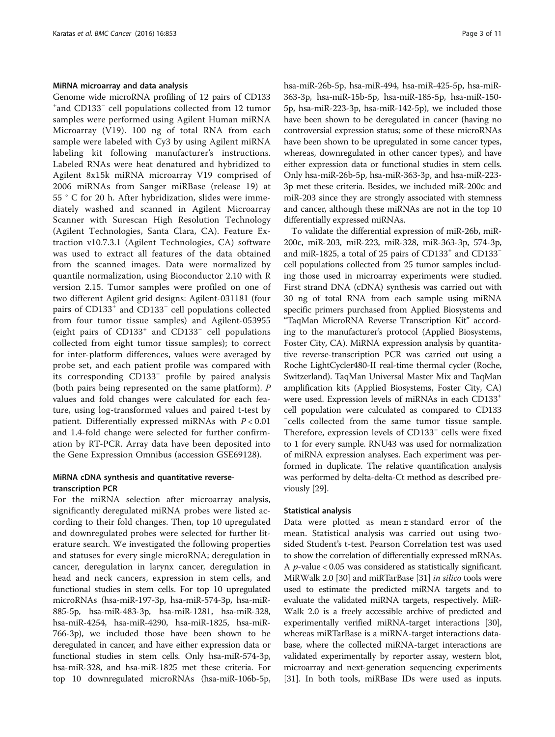#### MiRNA microarray and data analysis

Genome wide microRNA profiling of 12 pairs of CD133 $^{+}$and CD133$^{−}$ cell populations collected from 12 tumor samples were performed using Agilent Human miRNA Microarray (V19). 100 ng of total RNA from each sample were labeled with Cy3 by using Agilent miRNA labeling kit following manufacturer's instructions. Labeled RNAs were heat denatured and hybridized to Agilent 8x15k miRNA microarray V19 comprised of 2006 miRNAs from Sanger miRBase (release 19) at 55 ° C for 20 h. After hybridization, slides were immediately washed and scanned in Agilent Microarray Scanner with Surescan High Resolution Technology (Agilent Technologies, Santa Clara, CA). Feature Extraction v10.7.3.1 (Agilent Technologies, CA) software was used to extract all features of the data obtained from the scanned images. Data were normalized by quantile normalization, using Bioconductor 2.10 with R version 2.15. Tumor samples were profiled on one of two different Agilent grid designs: Agilent-031181 (four pairs of CD133$^{+}$ and CD133$^{−}$ cell populations collected from four tumor tissue samples) and Agilent-053955 (eight pairs of CD133$^{+}$ and CD133$^{−}$ cell populations collected from eight tumor tissue samples); to correct for inter-platform differences, values were averaged by probe set, and each patient profile was compared with its corresponding CD133$^{−}$ profile by paired analysis (both pairs being represented on the same platform). *P* values and fold changes were calculated for each feature, using log-transformed values and paired t-test by patient. Differentially expressed miRNAs with $P < 0.01$ and 1.4-fold change were selected for further confirmation by RT-PCR. Array data have been deposited into the Gene Expression Omnibus (accession GSE69128).

#### MiRNA cDNA synthesis and quantitative reverse-transcription PCR

For the miRNA selection after microarray analysis, significantly deregulated miRNA probes were listed according to their fold changes. Then, top 10 upregulated and downregulated probes were selected for further literature search. We investigated the following properties and statuses for every single microRNA; deregulation in cancer, deregulation in larynx cancer, deregulation in head and neck cancers, expression in stem cells, and functional studies in stem cells. For top 10 upregulated microRNAs (hsa-miR-197-3p, hsa-miR-574-3p, hsa-miR-885-5p, hsa-miR-483-3p, hsa-miR-1281, hsa-miR-328, hsa-miR-4254, hsa-miR-4290, hsa-miR-1825, hsa-miR-766-3p), we included those have been shown to be deregulated in cancer, and have either expression data or functional studies in stem cells. Only hsa-miR-574-3p, hsa-miR-328, and hsa-miR-1825 met these criteria. For top 10 downregulated microRNAs (hsa-miR-106b-5p, hsa-miR-26b-5p, hsa-miR-494, hsa-miR-425-5p, hsa-miR-363-3p, hsa-miR-15b-5p, hsa-miR-185-5p, hsa-miR-150-5p, hsa-miR-223-3p, hsa-miR-142-5p), we included those have been shown to be deregulated in cancer (having no controversial expression status; some of these microRNAs have been shown to be upregulated in some cancer types, whereas, downregulated in other cancer types), and have either expression data or functional studies in stem cells. Only hsa-miR-26b-5p, hsa-miR-363-3p, and hsa-miR-223-3p met these criteria. Besides, we included miR-200c and miR-203 since they are strongly associated with stemness and cancer, although these miRNAs are not in the top 10 differentially expressed miRNAs.

To validate the differential expression of miR-26b, miR-200c, miR-203, miR-223, miR-328, miR-363-3p, 574-3p, and miR-1825, a total of 25 pairs of CD133$^{+}$ and CD133$^{−}$ cell populations collected from 25 tumor samples including those used in microarray experiments were studied. First strand DNA (cDNA) synthesis was carried out with 30 ng of total RNA from each sample using miRNA specific primers purchased from Applied Biosystems and "TaqMan MicroRNA Reverse Transcription Kit" according to the manufacturer's protocol (Applied Biosystems, Foster City, CA). MiRNA expression analysis by quantitative reverse-transcription PCR was carried out using a Roche LightCycler480-II real-time thermal cycler (Roche, Switzerland). TaqMan Universal Master Mix and TaqMan amplification kits (Applied Biosystems, Foster City, CA) were used. Expression levels of miRNAs in each CD133$^{+}$ cell population were calculated as compared to CD133$^{−}$cells collected from the same tumor tissue sample. Therefore, expression levels of CD133$^{−}$ cells were fixed to 1 for every sample. RNU43 was used for normalization of miRNA expression analyses. Each experiment was performed in duplicate. The relative quantification analysis was performed by delta-delta-Ct method as described previously [29].

#### Statistical analysis

Data were plotted as mean ± standard error of the mean. Statistical analysis was carried out using two-sided Student's t-test. Pearson Correlation test was used to show the correlation of differentially expressed mRNAs. A $p$-value < 0.05 was considered as statistically significant. MiRWalk 2.0 [30] and miRTarBase [31] *in silico* tools were used to estimate the predicted miRNA targets and to evaluate the validated miRNA targets, respectively. MiRWalk 2.0 is a freely accessible archive of predicted and experimentally verified miRNA-target interactions [30], whereas miRTarBase is a miRNA-target interactions database, where the collected miRNA-target interactions are validated experimentally by reporter assay, western blot, microarray and next-generation sequencing experiments [31]. In both tools, miRBase IDs were used as inputs.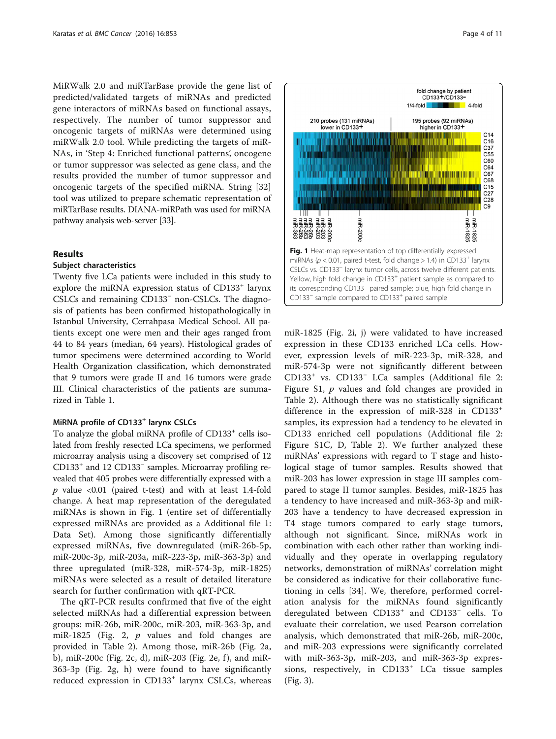MiRWalk 2.0 and miRTarBase provide the gene list of predicted/validated targets of miRNAs and predicted gene interactors of miRNAs based on functional assays, respectively. The number of tumor suppressor and oncogenic targets of miRNAs were determined using miRWalk 2.0 tool. While predicting the targets of miRNAs, in 'Step 4: Enriched functional patterns', oncogene or tumor suppressor was selected as gene class, and the results provided the number of tumor suppressor and oncogenic targets of the specified miRNA. String [32] tool was utilized to prepare schematic representation of miRTarBase results. DIANA-miRPath was used for miRNA pathway analysis web-server [33].

## Results

### Subject characteristics

Twenty five LCa patients were included in this study to explore the miRNA expression status of CD133$^+$ larynx CSLCs and remaining CD133$^-$ non-CSLCs. The diagnosis of patients has been confirmed histopathologically in Istanbul University, Cerrahpasa Medical School. All patients except one were men and their ages ranged from 44 to 84 years (median, 64 years). Histological grades of tumor specimens were determined according to World Health Organization classification, which demonstrated that 9 tumors were grade II and 16 tumors were grade III. Clinical characteristics of the patients are summarized in Table 1.

### MiRNA profile of CD133$^+$ larynx CSLCs

To analyze the global miRNA profile of CD133$^+$ cells isolated from freshly resected LCa specimens, we performed microarray analysis using a discovery set comprised of 12 CD133$^+$ and 12 CD133$^-$ samples. Microarray profiling revealed that 405 probes were differentially expressed with a $p$ value <0.01 (paired t-test) and with at least 1.4-fold change. A heat map representation of the deregulated miRNAs is shown in Fig. 1 (entire set of differentially expressed miRNAs are provided as a Additional file 1: Data Set). Among those significantly differentially expressed miRNAs, five downregulated (miR-26b-5p, miR-200c-3p, miR-203a, miR-223-3p, miR-363-3p) and three upregulated (miR-328, miR-574-3p, miR-1825) miRNAs were selected as a result of detailed literature search for further confirmation with qRT-PCR.

The qRT-PCR results confirmed that five of the eight selected miRNAs had a differential expression between groups: miR-26b, miR-200c, miR-203, miR-363-3p, and miR-1825 (Fig. 2, $p$ values and fold changes are provided in Table 2). Among those, miR-26b (Fig. 2a, b), miR-200c (Fig. 2c, d), miR-203 (Fig. 2e, f), and miR-363-3p (Fig. 2g, h) were found to have significantly reduced expression in CD133$^+$ larynx CSLCs, whereas

**Fig. 1** Heat-map representation of top differentially expressed miRNAs ($p < 0.01$, paired t-test, fold change > 1.4) in CD133$^+$ larynx CSLCs vs. CD133$^-$ larynx tumor cells, across twelve different patients. Yellow, high fold change in CD133$^+$ patient sample as compared to its corresponding CD133$^-$ paired sample; blue, high fold change in CD133$^-$ sample compared to CD133$^+$ paired sample

miR-1825 (Fig. 2i, j) were validated to have increased expression in these CD133 enriched LCa cells. However, expression levels of miR-223-3p, miR-328, and miR-574-3p were not significantly different between CD133$^+$ vs. CD133$^-$ LCa samples (Additional file 2: Figure S1, $p$ values and fold changes are provided in Table 2). Although there was no statistically significant difference in the expression of miR-328 in CD133$^+$ samples, its expression had a tendency to be elevated in CD133 enriched cell populations (Additional file 2: Figure S1C, D, Table 2). We further analyzed these miRNAs' expressions with regard to T stage and histological stage of tumor samples. Results showed that miR-203 has lower expression in stage III samples compared to stage II tumor samples. Besides, miR-1825 has a tendency to have increased and miR-363-3p and miR-203 have a tendency to have decreased expression in T4 stage tumors compared to early stage tumors, although not significant. Since, miRNAs work in combination with each other rather than working individually and they operate in overlapping regulatory networks, demonstration of miRNAs' correlation might be considered as indicative for their collaborative functioning in cells [34]. We, therefore, performed correlation analysis for the miRNAs found significantly deregulated between CD133$^+$ and CD133$^-$ cells. To evaluate their correlation, we used Pearson correlation analysis, which demonstrated that miR-26b, miR-200c, and miR-203 expressions were significantly correlated with miR-363-3p, miR-203, and miR-363-3p expressions, respectively, in CD133$^+$ LCa tissue samples (Fig. 3).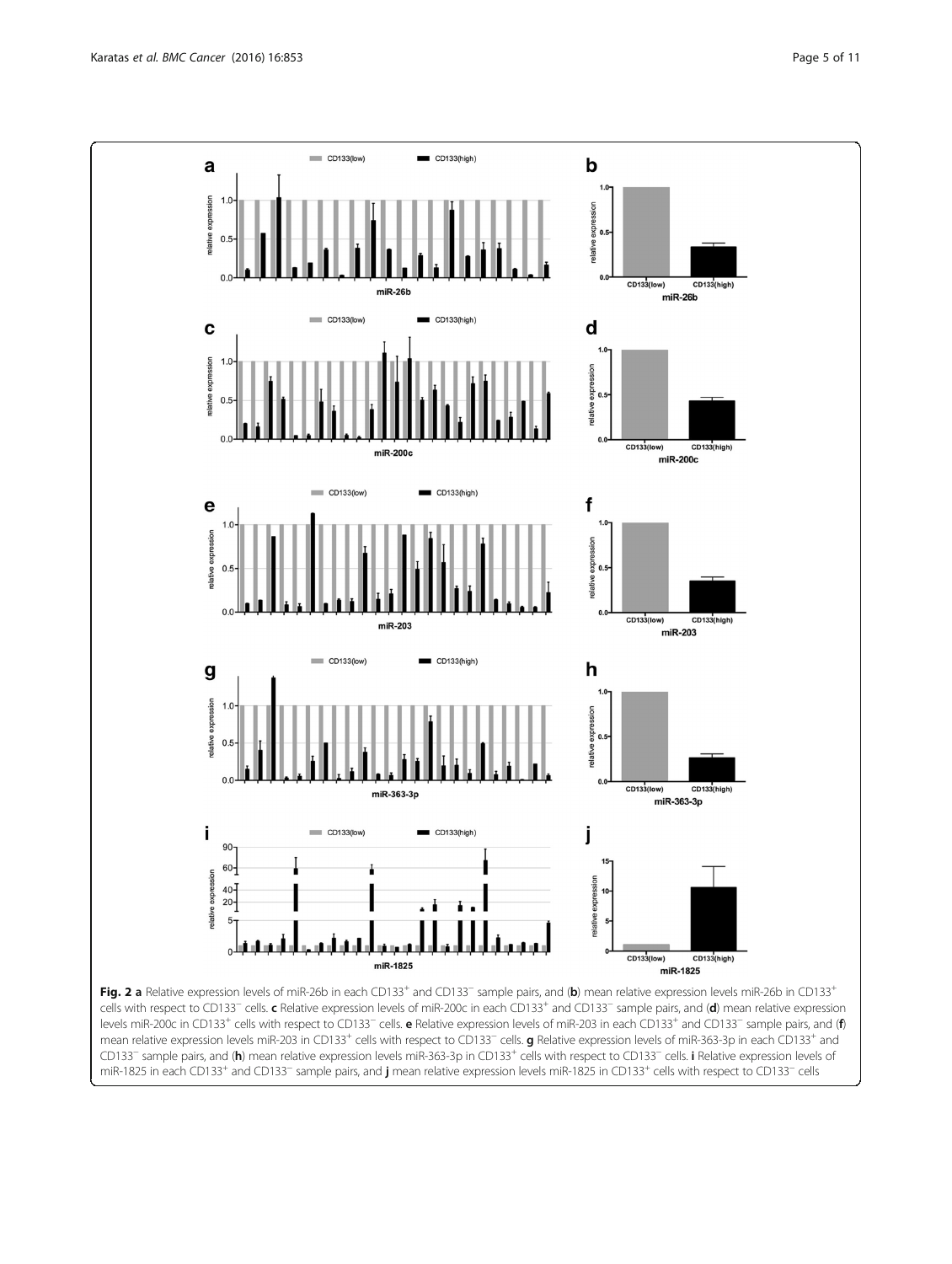**Fig. 2 a** Relative expression levels of miR-26b in each CD133$^+$ and CD133$^-$ sample pairs, and (**b**) mean relative expression levels miR-26b in CD133$^+$ cells with respect to CD133$^-$ cells. **c** Relative expression levels of miR-200c in each CD133$^+$ and CD133$^-$ sample pairs, and (**d**) mean relative expression levels miR-200c in CD133$^+$ cells with respect to CD133$^-$ cells. **e** Relative expression levels of miR-203 in each CD133$^+$ and CD133$^-$ sample pairs, and (**f**) mean relative expression levels miR-203 in CD133$^+$ cells with respect to CD133$^-$ cells. **g** Relative expression levels of miR-363-3p in each CD133$^+$ and CD133$^-$ sample pairs, and (**h**) mean relative expression levels miR-363-3p in CD133$^+$ cells with respect to CD133$^-$ cells. **i** Relative expression levels of miR-1825 in each CD133$^+$ and CD133$^-$ sample pairs, and **j** mean relative expression levels miR-1825 in CD133$^+$ cells with respect to CD133$^-$ cells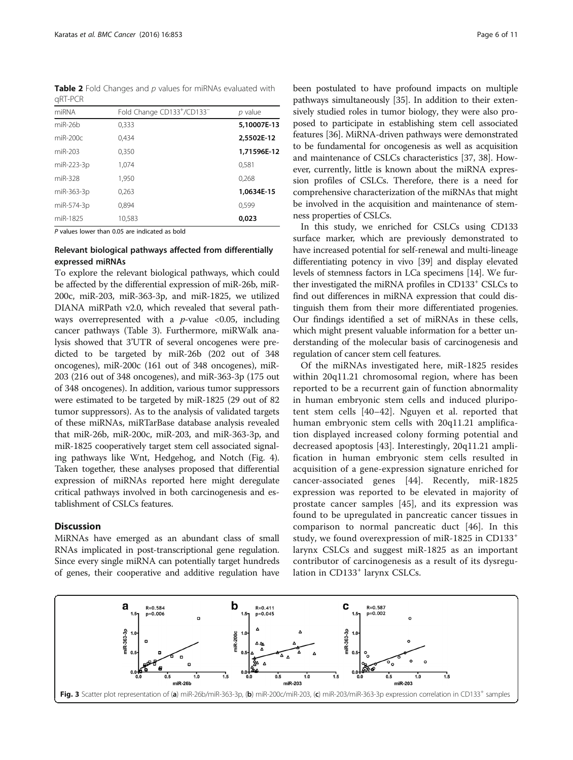**Table 2** Fold Changes and *p* values for miRNAs evaluated with qRT-PCR

| miRNA | Fold Change CD133⁺/CD133⁻ | *p* value |
| --- | --- | --- |
| miR-26b | 0,333 | **5,10007E-13** |
| miR-200c | 0,434 | **2,5502E-12** |
| miR-203 | 0,350 | **1,71596E-12** |
| miR-223-3p | 1,074 | 0,581 |
| miR-328 | 1,950 | 0,268 |
| miR-363-3p | 0,263 | **1,0634E-15** |
| miR-574-3p | 0,894 | 0,599 |
| miR-1825 | 10,583 | **0,023** |

*P* values lower than 0.05 are indicated as bold

### Relevant biological pathways affected from differentially expressed miRNAs

To explore the relevant biological pathways, which could be affected by the differential expression of miR-26b, miR-200c, miR-203, miR-363-3p, and miR-1825, we utilized DIANA miRPath v2.0, which revealed that several pathways overrepresented with a *p*-value <0.05, including cancer pathways (Table 3). Furthermore, miRWalk analysis showed that 3'UTR of several oncogenes were predicted to be targeted by miR-26b (202 out of 348 oncogenes), miR-200c (161 out of 348 oncogenes), miR-203 (216 out of 348 oncogenes), and miR-363-3p (175 out of 348 oncogenes). In addition, various tumor suppressors were estimated to be targeted by miR-1825 (29 out of 82 tumor suppressors). As to the analysis of validated targets of these miRNAs, miRTarBase database analysis revealed that miR-26b, miR-200c, miR-203, and miR-363-3p, and miR-1825 cooperatively target stem cell associated signaling pathways like Wnt, Hedgehog, and Notch (Fig. 4). Taken together, these analyses proposed that differential expression of miRNAs reported here might deregulate critical pathways involved in both carcinogenesis and establishment of CSLCs features.

## Discussion

MiRNAs have emerged as an abundant class of small RNAs implicated in post-transcriptional gene regulation. Since every single miRNA can potentially target hundreds of genes, their cooperative and additive regulation have been postulated to have profound impacts on multiple pathways simultaneously [35]. In addition to their extensively studied roles in tumor biology, they were also proposed to participate in establishing stem cell associated features [36]. MiRNA-driven pathways were demonstrated to be fundamental for oncogenesis as well as acquisition and maintenance of CSLCs characteristics [37, 38]. However, currently, little is known about the miRNA expression profiles of CSLCs. Therefore, there is a need for comprehensive characterization of the miRNAs that might be involved in the acquisition and maintenance of stemness properties of CSLCs.

In this study, we enriched for CSLCs using CD133 surface marker, which are previously demonstrated to have increased potential for self-renewal and multi-lineage differentiating potency in vivo [39] and display elevated levels of stemness factors in LCa specimens [14]. We further investigated the miRNA profiles in CD133⁺ CSLCs to find out differences in miRNA expression that could distinguish them from their more differentiated progenies. Our findings identified a set of miRNAs in these cells, which might present valuable information for a better understanding of the molecular basis of carcinogenesis and regulation of cancer stem cell features.

Of the miRNAs investigated here, miR-1825 resides within 20q11.21 chromosomal region, where has been reported to be a recurrent gain of function abnormality in human embryonic stem cells and induced pluripotent stem cells [40–42]. Nguyen et al. reported that human embryonic stem cells with 20q11.21 amplification displayed increased colony forming potential and decreased apoptosis [43]. Interestingly, 20q11.21 amplification in human embryonic stem cells resulted in acquisition of a gene-expression signature enriched for cancer-associated genes [44]. Recently, miR-1825 expression was reported to be elevated in majority of prostate cancer samples [45], and its expression was found to be upregulated in pancreatic cancer tissues in comparison to normal pancreatic duct [46]. In this study, we found overexpression of miR-1825 in CD133⁺ larynx CSLCs and suggest miR-1825 as an important contributor of carcinogenesis as a result of its dysregulation in CD133⁺ larynx CSLCs.

**Fig. 3** Scatter plot representation of (**a**) miR-26b/miR-363-3p, (**b**) miR-200c/miR-203, (**c**) miR-203/miR-363-3p expression correlation in CD133⁺ samples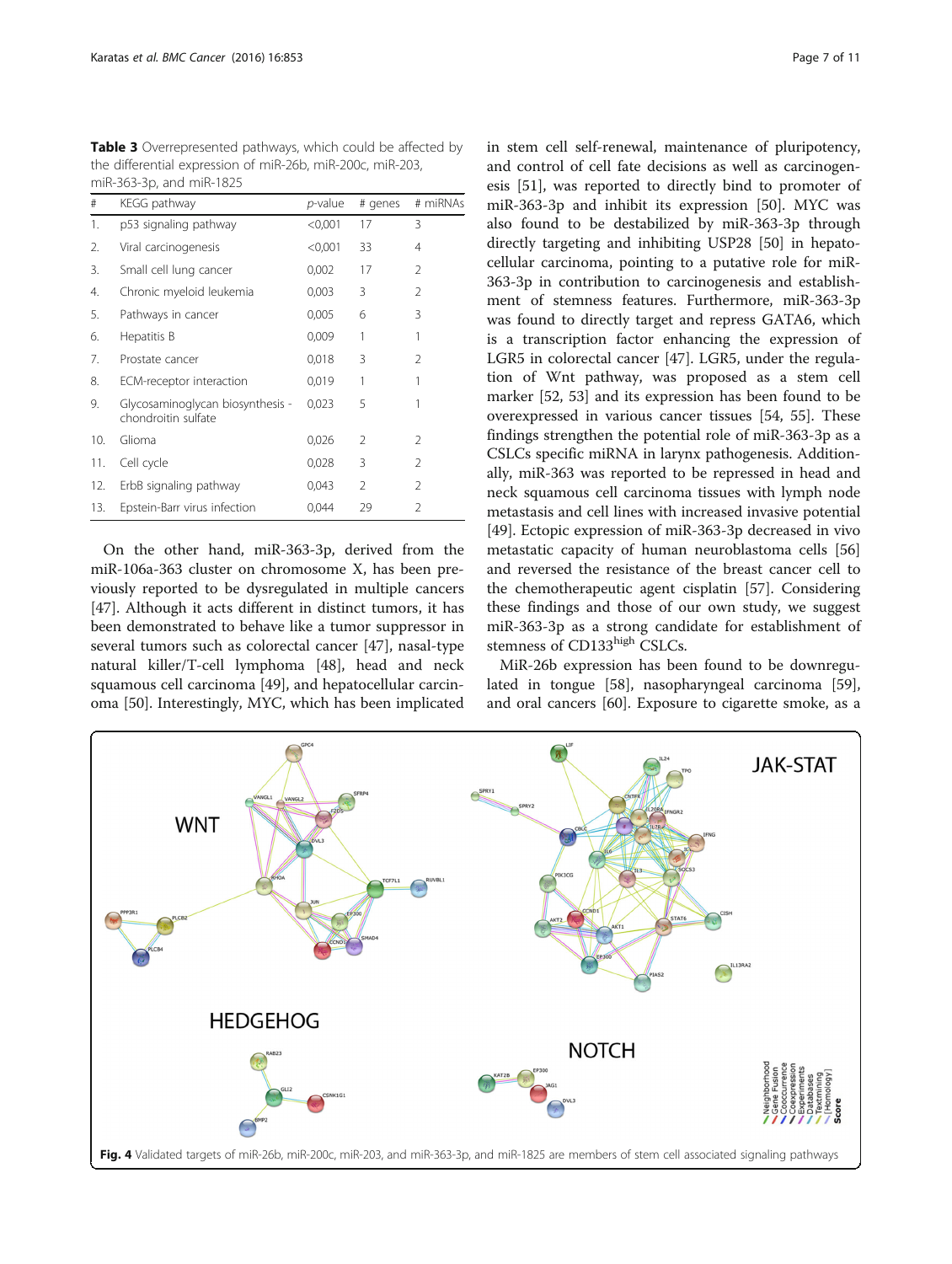**Table 3** Overrepresented pathways, which could be affected by the differential expression of miR-26b, miR-200c, miR-203, miR-363-3p, and miR-1825

| # | KEGG pathway | *p*-value | # genes | # miRNAs |
|---|---|---|---|---|
| 1. | p53 signaling pathway | <0,001 | 17 | 3 |
| 2. | Viral carcinogenesis | <0,001 | 33 | 4 |
| 3. | Small cell lung cancer | 0,002 | 17 | 2 |
| 4. | Chronic myeloid leukemia | 0,003 | 3 | 2 |
| 5. | Pathways in cancer | 0,005 | 6 | 3 |
| 6. | Hepatitis B | 0,009 | 1 | 1 |
| 7. | Prostate cancer | 0,018 | 3 | 2 |
| 8. | ECM-receptor interaction | 0,019 | 1 | 1 |
| 9. | Glycosaminoglycan biosynthesis - chondroitin sulfate | 0,023 | 5 | 1 |
| 10. | Glioma | 0,026 | 2 | 2 |
| 11. | Cell cycle | 0,028 | 3 | 2 |
| 12. | ErbB signaling pathway | 0,043 | 2 | 2 |
| 13. | Epstein-Barr virus infection | 0,044 | 29 | 2 |

On the other hand, miR-363-3p, derived from the miR-106a-363 cluster on chromosome X, has been previously reported to be dysregulated in multiple cancers [47]. Although it acts different in distinct tumors, it has been demonstrated to behave like a tumor suppressor in several tumors such as colorectal cancer [47], nasal-type natural killer/T-cell lymphoma [48], head and neck squamous cell carcinoma [49], and hepatocellular carcinoma [50]. Interestingly, MYC, which has been implicated in stem cell self-renewal, maintenance of pluripotency, and control of cell fate decisions as well as carcinogenesis [51], was reported to directly bind to promoter of miR-363-3p and inhibit its expression [50]. MYC was also found to be destabilized by miR-363-3p through directly targeting and inhibiting USP28 [50] in hepatocellular carcinoma, pointing to a putative role for miR-363-3p in contribution to carcinogenesis and establishment of stemness features. Furthermore, miR-363-3p was found to directly target and repress GATA6, which is a transcription factor enhancing the expression of LGR5 in colorectal cancer [47]. LGR5, under the regulation of Wnt pathway, was proposed as a stem cell marker [52, 53] and its expression has been found to be overexpressed in various cancer tissues [54, 55]. These findings strengthen the potential role of miR-363-3p as a CSLCs specific miRNA in larynx pathogenesis. Additionally, miR-363 was reported to be repressed in head and neck squamous cell carcinoma tissues with lymph node metastasis and cell lines with increased invasive potential [49]. Ectopic expression of miR-363-3p decreased in vivo metastatic capacity of human neuroblastoma cells [56] and reversed the resistance of the breast cancer cell to the chemotherapeutic agent cisplatin [57]. Considering these findings and those of our own study, we suggest miR-363-3p as a strong candidate for establishment of stemness of CD133$^{high}$ CSLCs.

MiR-26b expression has been found to be downregulated in tongue [58], nasopharyngeal carcinoma [59], and oral cancers [60]. Exposure to cigarette smoke, as a

**Fig. 4** Validated targets of miR-26b, miR-200c, miR-203, and miR-363-3p, and miR-1825 are members of stem cell associated signaling pathways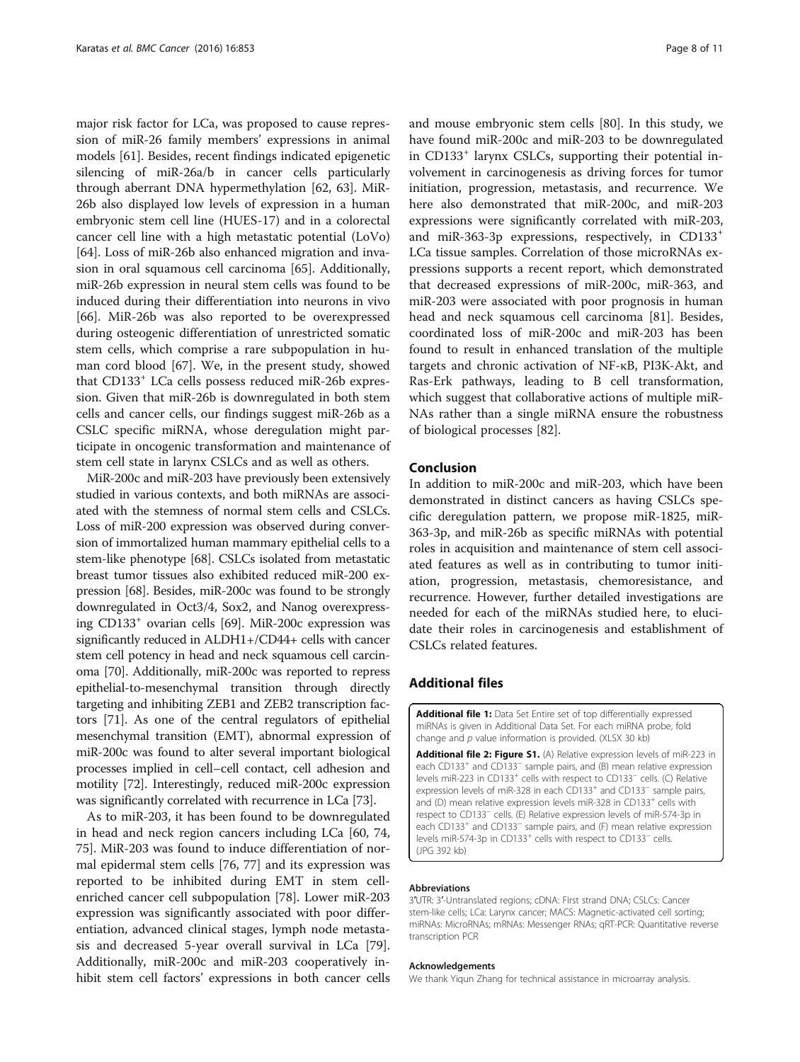major risk factor for LCa, was proposed to cause repression of miR-26 family members' expressions in animal models [61]. Besides, recent findings indicated epigenetic silencing of miR-26a/b in cancer cells particularly through aberrant DNA hypermethylation [62, 63]. MiR-26b also displayed low levels of expression in a human embryonic stem cell line (HUES-17) and in a colorectal cancer cell line with a high metastatic potential (LoVo) [64]. Loss of miR-26b also enhanced migration and invasion in oral squamous cell carcinoma [65]. Additionally, miR-26b expression in neural stem cells was found to be induced during their differentiation into neurons in vivo [66]. MiR-26b was also reported to be overexpressed during osteogenic differentiation of unrestricted somatic stem cells, which comprise a rare subpopulation in human cord blood [67]. We, in the present study, showed that $CD133^+$ LCa cells possess reduced miR-26b expression. Given that miR-26b is downregulated in both stem cells and cancer cells, our findings suggest miR-26b as a CSLC specific miRNA, whose deregulation might participate in oncogenic transformation and maintenance of stem cell state in larynx CSLCs and as well as others.

MiR-200c and miR-203 have previously been extensively studied in various contexts, and both miRNAs are associated with the stemness of normal stem cells and CSLCs. Loss of miR-200 expression was observed during conversion of immortalized human mammary epithelial cells to a stem-like phenotype [68]. CSLCs isolated from metastatic breast tumor tissues also exhibited reduced miR-200 expression [68]. Besides, miR-200c was found to be strongly downregulated in Oct3/4, Sox2, and Nanog overexpressing $CD133^+$ ovarian cells [69]. MiR-200c expression was significantly reduced in ALDH1+/CD44+ cells with cancer stem cell potency in head and neck squamous cell carcinoma [70]. Additionally, miR-200c was reported to repress epithelial-to-mesenchymal transition through directly targeting and inhibiting ZEB1 and ZEB2 transcription factors [71]. As one of the central regulators of epithelial mesenchymal transition (EMT), abnormal expression of miR-200c was found to alter several important biological processes implied in cell–cell contact, cell adhesion and motility [72]. Interestingly, reduced miR-200c expression was significantly correlated with recurrence in LCa [73].

As to miR-203, it has been found to be downregulated in head and neck region cancers including LCa [60, 74, 75]. MiR-203 was found to induce differentiation of normal epidermal stem cells [76, 77] and its expression was reported to be inhibited during EMT in stem cell-enriched cancer cell subpopulation [78]. Lower miR-203 expression was significantly associated with poor differentiation, advanced clinical stages, lymph node metastasis and decreased 5-year overall survival in LCa [79]. Additionally, miR-200c and miR-203 cooperatively inhibit stem cell factors' expressions in both cancer cells and mouse embryonic stem cells [80]. In this study, we have found miR-200c and miR-203 to be downregulated in $CD133^+$ larynx CSLCs, supporting their potential involvement in carcinogenesis as driving forces for tumor initiation, progression, metastasis, and recurrence. We here also demonstrated that miR-200c, and miR-203 expressions were significantly correlated with miR-203, and miR-363-3p expressions, respectively, in $CD133^+$ LCa tissue samples. Correlation of those microRNAs expressions supports a recent report, which demonstrated that decreased expressions of miR-200c, miR-363, and miR-203 were associated with poor prognosis in human head and neck squamous cell carcinoma [81]. Besides, coordinated loss of miR-200c and miR-203 has been found to result in enhanced translation of the multiple targets and chronic activation of NF-κB, PI3K-Akt, and Ras-Erk pathways, leading to B cell transformation, which suggest that collaborative actions of multiple miRNAs rather than a single miRNA ensure the robustness of biological processes [82].

## Conclusion

In addition to miR-200c and miR-203, which have been demonstrated in distinct cancers as having CSLCs specific deregulation pattern, we propose miR-1825, miR-363-3p, and miR-26b as specific miRNAs with potential roles in acquisition and maintenance of stem cell associated features as well as in contributing to tumor initiation, progression, metastasis, chemoresistance, and recurrence. However, further detailed investigations are needed for each of the miRNAs studied here, to elucidate their roles in carcinogenesis and establishment of CSLCs related features.

## Additional files

**Additional file 1:** Data Set Entire set of top differentially expressed miRNAs is given in Additional Data Set. For each miRNA probe, fold change and *p* value information is provided. (XLSX 30 kb)

**Additional file 2: Figure S1.** (A) Relative expression levels of miR-223 in each $CD133^+$ and $CD133^-$ sample pairs, and (B) mean relative expression levels miR-223 in $CD133^+$ cells with respect to $CD133^-$ cells. (C) Relative expression levels of miR-328 in each $CD133^+$ and $CD133^-$ sample pairs, and (D) mean relative expression levels miR-328 in $CD133^+$ cells with respect to $CD133^-$ cells. (E) Relative expression levels of miR-574-3p in each $CD133^+$ and $CD133^-$ sample pairs, and (F) mean relative expression levels miR-574-3p in $CD133^+$ cells with respect to $CD133^-$ cells. (JPG 392 kb)

#### Abbreviations

3′UTR: 3′-Untranslated regions; cDNA: First strand DNA; CSLCs: Cancer stem-like cells; LCa: Larynx cancer; MACS: Magnetic-activated cell sorting; miRNAs: MicroRNAs; mRNAs: Messenger RNAs; qRT-PCR: Quantitative reverse transcription PCR

#### Acknowledgements

We thank Yiqun Zhang for technical assistance in microarray analysis.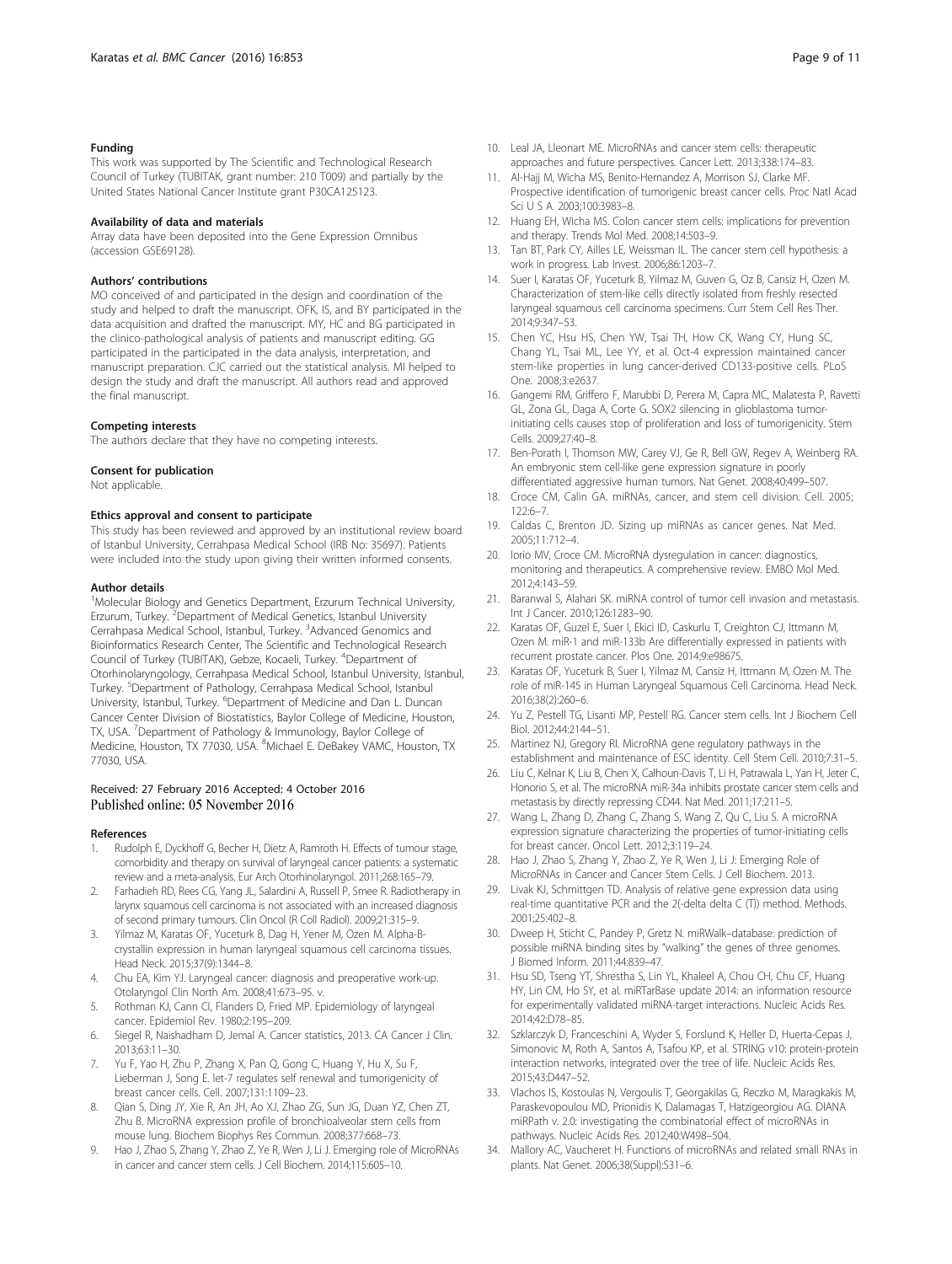## Funding

This work was supported by The Scientific and Technological Research Council of Turkey (TUBITAK, grant number: 210 T009) and partially by the United States National Cancer Institute grant P30CA125123.

## Availability of data and materials

Array data have been deposited into the Gene Expression Omnibus (accession GSE69128).

## Authors' contributions

MO conceived of and participated in the design and coordination of the study and helped to draft the manuscript. OFK, IS, and BY participated in the data acquisition and drafted the manuscript. MY, HC and BG participated in the clinico-pathological analysis of patients and manuscript editing. GG participated in the participated in the data analysis, interpretation, and manuscript preparation. CJC carried out the statistical analysis. MI helped to design the study and draft the manuscript. All authors read and approved the final manuscript.

## Competing interests

The authors declare that they have no competing interests.

## Consent for publication

Not applicable.

## Ethics approval and consent to participate

This study has been reviewed and approved by an institutional review board of Istanbul University, Cerrahpasa Medical School (IRB No: 35697). Patients were included into the study upon giving their written informed consents.

## Author details

[1]Molecular Biology and Genetics Department, Erzurum Technical University, Erzurum, Turkey. [2]Department of Medical Genetics, Istanbul University Cerrahpasa Medical School, Istanbul, Turkey. [3]Advanced Genomics and Bioinformatics Research Center, The Scientific and Technological Research Council of Turkey (TUBITAK), Gebze, Kocaeli, Turkey. [4]Department of Otorhinolaryngology, Cerrahpasa Medical School, Istanbul University, Istanbul, Turkey. [5]Department of Pathology, Cerrahpasa Medical School, Istanbul University, Istanbul, Turkey. [6]Department of Medicine and Dan L. Duncan Cancer Center Division of Biostatistics, Baylor College of Medicine, Houston, TX, USA. [7]Department of Pathology & Immunology, Baylor College of Medicine, Houston, TX 77030, USA. [8]Michael E. DeBakey VAMC, Houston, TX 77030, USA.

Received: 27 February 2016 Accepted: 4 October 2016
Published online: 05 November 2016

## References

1. Rudolph E, Dyckhoff G, Becher H, Dietz A, Ramroth H. Effects of tumour stage, comorbidity and therapy on survival of laryngeal cancer patients: a systematic review and a meta-analysis. Eur Arch Otorhinolaryngol. 2011;268:165–79.
2. Farhadieh RD, Rees CG, Yang JL, Salardini A, Russell P, Smee R. Radiotherapy in larynx squamous cell carcinoma is not associated with an increased diagnosis of second primary tumours. Clin Oncol (R Coll Radiol). 2009;21:315–9.
3. Yilmaz M, Karatas OF, Yuceturk B, Dag H, Yener M, Ozen M. Alpha-B-crystallin expression in human laryngeal squamous cell carcinoma tissues. Head Neck. 2015;37(9):1344–8.
4. Chu EA, Kim YJ. Laryngeal cancer: diagnosis and preoperative work-up. Otolaryngol Clin North Am. 2008;41:673–95. v.
5. Rothman KJ, Cann CI, Flanders D, Fried MP. Epidemiology of laryngeal cancer. Epidemiol Rev. 1980;2:195–209.
6. Siegel R, Naishadham D, Jemal A. Cancer statistics, 2013. CA Cancer J Clin. 2013;63:11–30.
7. Yu F, Yao H, Zhu P, Zhang X, Pan Q, Gong C, Huang Y, Hu X, Su F, Lieberman J, Song E. let-7 regulates self renewal and tumorigenicity of breast cancer cells. Cell. 2007;131:1109–23.
8. Qian S, Ding JY, Xie R, An JH, Ao XJ, Zhao ZG, Sun JG, Duan YZ, Chen ZT, Zhu B. MicroRNA expression profile of bronchioalveolar stem cells from mouse lung. Biochem Biophys Res Commun. 2008;377:668–73.
9. Hao J, Zhao S, Zhang Y, Zhao Z, Ye R, Wen J, Li J. Emerging role of MicroRNAs in cancer and cancer stem cells. J Cell Biochem. 2014;115:605–10.
10. Leal JA, Lleonart ME. MicroRNAs and cancer stem cells: therapeutic approaches and future perspectives. Cancer Lett. 2013;338:174–83.
11. Al-Hajj M, Wicha MS, Benito-Hernandez A, Morrison SJ, Clarke MF. Prospective identification of tumorigenic breast cancer cells. Proc Natl Acad Sci U S A. 2003;100:3983–8.
12. Huang EH, Wicha MS. Colon cancer stem cells: implications for prevention and therapy. Trends Mol Med. 2008;14:503–9.
13. Tan BT, Park CY, Ailles LE, Weissman IL. The cancer stem cell hypothesis: a work in progress. Lab Invest. 2006;86:1203–7.
14. Suer I, Karatas OF, Yuceturk B, Yilmaz M, Guven G, Oz B, Cansiz H, Ozen M. Characterization of stem-like cells directly isolated from freshly resected laryngeal squamous cell carcinoma specimens. Curr Stem Cell Res Ther. 2014;9:347–53.
15. Chen YC, Hsu HS, Chen YW, Tsai TH, How CK, Wang CY, Hung SC, Chang YL, Tsai ML, Lee YY, et al. Oct-4 expression maintained cancer stem-like properties in lung cancer-derived CD133-positive cells. PLoS One. 2008;3:e2637.
16. Gangemi RM, Griffero F, Marubbi D, Perera M, Capra MC, Malatesta P, Ravetti GL, Zona GL, Daga A, Corte G. SOX2 silencing in glioblastoma tumor-initiating cells causes stop of proliferation and loss of tumorigenicity. Stem Cells. 2009;27:40–8.
17. Ben-Porath I, Thomson MW, Carey VJ, Ge R, Bell GW, Regev A, Weinberg RA. An embryonic stem cell-like gene expression signature in poorly differentiated aggressive human tumors. Nat Genet. 2008;40:499–507.
18. Croce CM, Calin GA. miRNAs, cancer, and stem cell division. Cell. 2005; 122:6–7.
19. Caldas C, Brenton JD. Sizing up miRNAs as cancer genes. Nat Med. 2005;11:712–4.
20. Iorio MV, Croce CM. MicroRNA dysregulation in cancer: diagnostics, monitoring and therapeutics. A comprehensive review. EMBO Mol Med. 2012;4:143–59.
21. Baranwal S, Alahari SK. miRNA control of tumor cell invasion and metastasis. Int J Cancer. 2010;126:1283–90.
22. Karatas OF, Guzel E, Suer I, Ekici ID, Caskurlu T, Creighton CJ, Ittmann M, Ozen M. miR-1 and miR-133b Are differentially expressed in patients with recurrent prostate cancer. Plos One. 2014;9:e98675.
23. Karatas OF, Yuceturk B, Suer I, Yilmaz M, Cansiz H, Ittmann M, Ozen M. The role of miR-145 in Human Laryngeal Squamous Cell Carcinoma. Head Neck. 2016;38(2):260–6.
24. Yu Z, Pestell TG, Lisanti MP, Pestell RG. Cancer stem cells. Int J Biochem Cell Biol. 2012;44:2144–51.
25. Martinez NJ, Gregory RI. MicroRNA gene regulatory pathways in the establishment and maintenance of ESC identity. Cell Stem Cell. 2010;7:31–5.
26. Liu C, Kelnar K, Liu B, Chen X, Calhoun-Davis T, Li H, Patrawala L, Yan H, Jeter C, Honorio S, et al. The microRNA miR-34a inhibits prostate cancer stem cells and metastasis by directly repressing CD44. Nat Med. 2011;17:211–5.
27. Wang L, Zhang D, Zhang C, Zhang S, Wang Z, Qu C, Liu S. A microRNA expression signature characterizing the properties of tumor-initiating cells for breast cancer. Oncol Lett. 2012;3:119–24.
28. Hao J, Zhao S, Zhang Y, Zhao Z, Ye R, Wen J, Li J: Emerging Role of MicroRNAs in Cancer and Cancer Stem Cells. J Cell Biochem. 2013.
29. Livak KJ, Schmittgen TD. Analysis of relative gene expression data using real-time quantitative PCR and the 2(-delta delta C (T)) method. Methods. 2001;25:402–8.
30. Dweep H, Sticht C, Pandey P, Gretz N. miRWalk–database: prediction of possible miRNA binding sites by "walking" the genes of three genomes. J Biomed Inform. 2011;44:839–47.
31. Hsu SD, Tseng YT, Shrestha S, Lin YL, Khaleel A, Chou CH, Chu CF, Huang HY, Lin CM, Ho SY, et al. miRTarBase update 2014: an information resource for experimentally validated miRNA-target interactions. Nucleic Acids Res. 2014;42:D78–85.
32. Szklarczyk D, Franceschini A, Wyder S, Forslund K, Heller D, Huerta-Cepas J, Simonovic M, Roth A, Santos A, Tsafou KP, et al. STRING v10: protein-protein interaction networks, integrated over the tree of life. Nucleic Acids Res. 2015;43:D447–52.
33. Vlachos IS, Kostoulas N, Vergoulis T, Georgakilas G, Reczko M, Maragkakis M, Paraskevopoulou MD, Prionidis K, Dalamagas T, Hatzigeorgiou AG. DIANA miRPath v. 2.0: investigating the combinatorial effect of microRNAs in pathways. Nucleic Acids Res. 2012;40:W498–504.
34. Mallory AC, Vaucheret H. Functions of microRNAs and related small RNAs in plants. Nat Genet. 2006;38(Suppl):S31–6.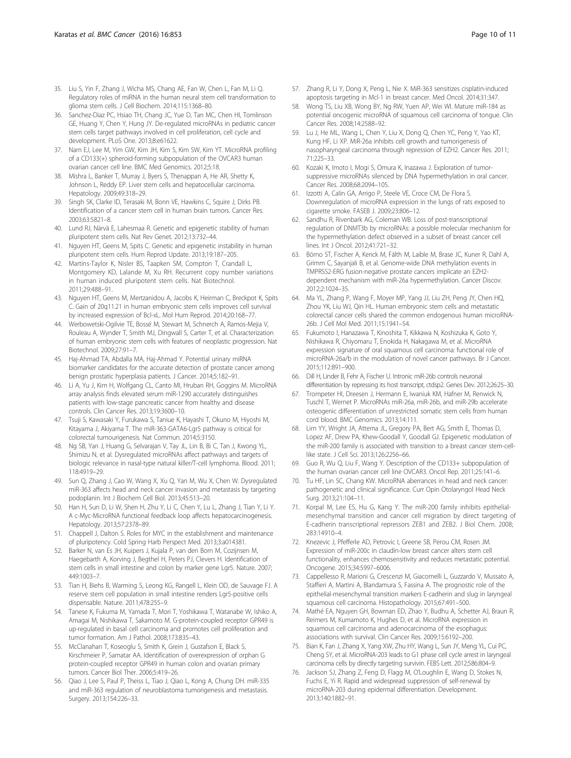35. Liu S, Yin F, Zhang J, Wicha MS, Chang AE, Fan W, Chen L, Fan M, Li Q. Regulatory roles of miRNA in the human neural stem cell transformation to glioma stem cells. J Cell Biochem. 2014;115:1368–80.
36. Sanchez-Diaz PC, Hsiao TH, Chang JC, Yue D, Tan MC, Chen HI, Tomlinson GE, Huang Y, Chen Y, Hung JY. De-regulated microRNAs in pediatric cancer stem cells target pathways involved in cell proliferation, cell cycle and development. PLoS One. 2013;8:e61622.
37. Nam EJ, Lee M, Yim GW, Kim JH, Kim S, Kim SW, Kim YT. MicroRNA profiling of a CD133(+) spheroid-forming subpopulation of the OVCAR3 human ovarian cancer cell line. BMC Med Genomics. 2012;5:18.
38. Mishra L, Banker T, Murray J, Byers S, Thenappan A, He AR, Shetty K, Johnson L, Reddy EP. Liver stem cells and hepatocellular carcinoma. Hepatology. 2009;49:318–29.
39. Singh SK, Clarke ID, Terasaki M, Bonn VE, Hawkins C, Squire J, Dirks PB. Identification of a cancer stem cell in human brain tumors. Cancer Res. 2003;63:5821–8.
40. Lund RJ, Närvä E, Lahesmaa R. Genetic and epigenetic stability of human pluripotent stem cells. Nat Rev Genet. 2012;13:732–44.
41. Nguyen HT, Geens M, Spits C. Genetic and epigenetic instability in human pluripotent stem cells. Hum Reprod Update. 2013;19:187–205.
42. Martins-Taylor K, Nisler BS, Taapken SM, Compton T, Crandall L, Montgomery KD, Lalande M, Xu RH. Recurrent copy number variations in human induced pluripotent stem cells. Nat Biotechnol. 2011;29:488–91.
43. Nguyen HT, Geens M, Mertzanidou A, Jacobs K, Heirman C, Breckpot K, Spits C. Gain of 20q11.21 in human embryonic stem cells improves cell survival by increased expression of Bcl-xL. Mol Hum Reprod. 2014;20:168–77.
44. Werbowetski-Ogilvie TE, Bossé M, Stewart M, Schnerch A, Ramos-Mejia V, Rouleau A, Wynder T, Smith MJ, Dingwall S, Carter T, et al. Characterization of human embryonic stem cells with features of neoplastic progression. Nat Biotechnol. 2009;27:91–7.
45. Haj-Ahmad TA, Abdalla MA, Haj-Ahmad Y. Potential urinary miRNA biomarker candidates for the accurate detection of prostate cancer among benign prostatic hyperplasia patients. J Cancer. 2014;5:182–91.
46. Li A, Yu J, Kim H, Wolfgang CL, Canto MI, Hruban RH, Goggins M. MicroRNA array analysis finds elevated serum miR-1290 accurately distinguishes patients with low-stage pancreatic cancer from healthy and disease controls. Clin Cancer Res. 2013;19:3600–10.
47. Tsuji S, Kawasaki Y, Furukawa S, Taniue K, Hayashi T, Okuno M, Hiyoshi M, Kitayama J, Akiyama T. The miR-363-GATA6-Lgr5 pathway is critical for colorectal tumourigenesis. Nat Commun. 2014;5:3150.
48. Ng SB, Yan J, Huang G, Selvarajan V, Tay JL, Lin B, Bi C, Tan J, Kwong YL, Shimizu N, et al. Dysregulated microRNAs affect pathways and targets of biologic relevance in nasal-type natural killer/T-cell lymphoma. Blood. 2011;118:4919–29.
49. Sun Q, Zhang J, Cao W, Wang X, Xu Q, Yan M, Wu X, Chen W. Dysregulated miR-363 affects head and neck cancer invasion and metastasis by targeting podoplanin. Int J Biochem Cell Biol. 2013;45:513–20.
50. Han H, Sun D, Li W, Shen H, Zhu Y, Li C, Chen Y, Lu L, Zhang J, Tian Y, Li Y. A c-Myc-MicroRNA functional feedback loop affects hepatocarcinogenesis. Hepatology. 2013;57:2378–89.
51. Chappell J, Dalton S. Roles for MYC in the establishment and maintenance of pluripotency. Cold Spring Harb Perspect Med. 2013;3:a014381.
52. Barker N, van Es JH, Kuipers J, Kujala P, van den Born M, Cozijnsen M, Haegebarth A, Korving J, Begthel H, Peters PJ, Clevers H. Identification of stem cells in small intestine and colon by marker gene Lgr5. Nature. 2007;449:1003–7.
53. Tian H, Biehs B, Warming S, Leong KG, Rangell L, Klein OD, de Sauvage FJ. A reserve stem cell population in small intestine renders Lgr5-positive cells dispensable. Nature. 2011;478:255–9.
54. Tanese K, Fukuma M, Yamada T, Mori T, Yoshikawa T, Watanabe W, Ishiko A, Amagai M, Nishikawa T, Sakamoto M. G-protein-coupled receptor GPR49 is up-regulated in basal cell carcinoma and promotes cell proliferation and tumor formation. Am J Pathol. 2008;173:835–43.
55. McClanahan T, Koseoglu S, Smith K, Grein J, Gustafson E, Black S, Kirschmeier P, Samatar AA. Identification of overexpression of orphan G protein-coupled receptor GPR49 in human colon and ovarian primary tumors. Cancer Biol Ther. 2006;5:419–26.
56. Qiao J, Lee S, Paul P, Theiss L, Tiao J, Qiao L, Kong A, Chung DH. miR-335 and miR-363 regulation of neuroblastoma tumorigenesis and metastasis. Surgery. 2013;154:226–33.
57. Zhang R, Li Y, Dong X, Peng L, Nie X. MiR-363 sensitizes cisplatin-induced apoptosis targeting in Mcl-1 in breast cancer. Med Oncol. 2014;31:347.
58. Wong TS, Liu XB, Wong BY, Ng RW, Yuen AP, Wei WI. Mature miR-184 as potential oncogenic microRNA of squamous cell carcinoma of tongue. Clin Cancer Res. 2008;14:2588–92.
59. Lu J, He ML, Wang L, Chen Y, Liu X, Dong Q, Chen YC, Peng Y, Yao KT, Kung HF, Li XP. MiR-26a inhibits cell growth and tumorigenesis of nasopharyngeal carcinoma through repression of EZH2. Cancer Res. 2011;71:225–33.
60. Kozaki K, Imoto I, Mogi S, Omura K, Inazawa J. Exploration of tumor-suppressive microRNAs silenced by DNA hypermethylation in oral cancer. Cancer Res. 2008;68:2094–105.
61. Izzotti A, Calin GA, Arrigo P, Steele VE, Croce CM, De Flora S. Downregulation of microRNA expression in the lungs of rats exposed to cigarette smoke. FASEB J. 2009;23:806–12.
62. Sandhu R, Rivenbark AG, Coleman WB. Loss of post-transcriptional regulation of DNMT3b by microRNAs: a possible molecular mechanism for the hypermethylation defect observed in a subset of breast cancer cell lines. Int J Oncol. 2012;41:721–32.
63. Börno ST, Fischer A, Kerick M, Fälth M, Laible M, Brase JC, Kuner R, Dahl A, Grimm C, Sayanjali B, et al. Genome-wide DNA methylation events in TMPRSS2-ERG fusion-negative prostate cancers implicate an EZH2-dependent mechanism with miR-26a hypermethylation. Cancer Discov. 2012;2:1024–35.
64. Ma YL, Zhang P, Wang F, Moyer MP, Yang JJ, Liu ZH, Peng JY, Chen HQ, Zhou YK, Liu WJ, Qin HL. Human embryonic stem cells and metastatic colorectal cancer cells shared the common endogenous human microRNA-26b. J Cell Mol Med. 2011;15:1941–54.
65. Fukumoto I, Hanazawa T, Kinoshita T, Kikkawa N, Koshizuka K, Goto Y, Nishikawa R, Chiyomaru T, Enokida H, Nakagawa M, et al. MicroRNA expression signature of oral squamous cell carcinoma: functional role of microRNA-26a/b in the modulation of novel cancer pathways. Br J Cancer. 2015;112:891–900.
66. Dill H, Linder B, Fehr A, Fischer U. Intronic miR-26b controls neuronal differentiation by repressing its host transcript, ctdsp2. Genes Dev. 2012;26:25–30.
67. Trompeter HI, Dreesen J, Hermann E, Iwaniuk KM, Hafner M, Renwick N, Tuschl T, Wernet P. MicroRNAs miR-26a, miR-26b, and miR-29b accelerate osteogenic differentiation of unrestricted somatic stem cells from human cord blood. BMC Genomics. 2013;14:111.
68. Lim YY, Wright JA, Attema JL, Gregory PA, Bert AG, Smith E, Thomas D, Lopez AF, Drew PA, Khew-Goodall Y, Goodall GJ. Epigenetic modulation of the miR-200 family is associated with transition to a breast cancer stem-cell-like state. J Cell Sci. 2013;126:2256–66.
69. Guo R, Wu Q, Liu F, Wang Y. Description of the CD133+ subpopulation of the human ovarian cancer cell line OVCAR3. Oncol Rep. 2011;25:141–6.
70. Tu HF, Lin SC, Chang KW. MicroRNA aberrances in head and neck cancer: pathogenetic and clinical significance. Curr Opin Otolaryngol Head Neck Surg. 2013;21:104–11.
71. Korpal M, Lee ES, Hu G, Kang Y. The miR-200 family inhibits epithelial-mesenchymal transition and cancer cell migration by direct targeting of E-cadherin transcriptional repressors ZEB1 and ZEB2. J Biol Chem. 2008;283:14910–4.
72. Knezevic J, Pfefferle AD, Petrovic I, Greene SB, Perou CM, Rosen JM. Expression of miR-200c in claudin-low breast cancer alters stem cell functionality, enhances chemosensitivity and reduces metastatic potential. Oncogene. 2015;34:5997–6006.
73. Cappellesso R, Marioni G, Crescenzi M, Giacomelli L, Guzzardo V, Mussato A, Staffieri A, Martini A, Blandamura S, Fassina A. The prognostic role of the epithelial-mesenchymal transition markers E-cadherin and slug in laryngeal squamous cell carcinoma. Histopathology. 2015;67:491–500.
74. Mathé EA, Nguyen GH, Bowman ED, Zhao Y, Budhu A, Schetter AJ, Braun R, Reimers M, Kumamoto K, Hughes D, et al. MicroRNA expression in squamous cell carcinoma and adenocarcinoma of the esophagus: associations with survival. Clin Cancer Res. 2009;15:6192–200.
75. Bian K, Fan J, Zhang X, Yang XW, Zhu HY, Wang L, Sun JY, Meng YL, Cui PC, Cheng SY, et al. MicroRNA-203 leads to G1 phase cell cycle arrest in laryngeal carcinoma cells by directly targeting survivin. FEBS Lett. 2012;586:804–9.
76. Jackson SJ, Zhang Z, Feng D, Flagg M, O'Loughlin E, Wang D, Stokes N, Fuchs E, Yi R. Rapid and widespread suppression of self-renewal by microRNA-203 during epidermal differentiation. Development. 2013;140:1882–91.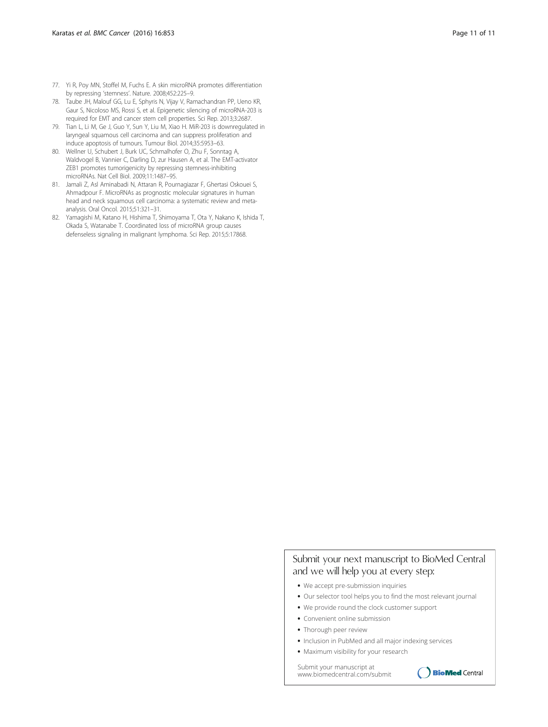77. Yi R, Poy MN, Stoffel M, Fuchs E. A skin microRNA promotes differentiation by repressing 'stemness'. Nature. 2008;452:225–9.
78. Taube JH, Malouf GG, Lu E, Sphyris N, Vijay V, Ramachandran PP, Ueno KR, Gaur S, Nicoloso MS, Rossi S, et al. Epigenetic silencing of microRNA-203 is required for EMT and cancer stem cell properties. Sci Rep. 2013;3:2687.
79. Tian L, Li M, Ge J, Guo Y, Sun Y, Liu M, Xiao H. MiR-203 is downregulated in laryngeal squamous cell carcinoma and can suppress proliferation and induce apoptosis of tumours. Tumour Biol. 2014;35:5953–63.
80. Wellner U, Schubert J, Burk UC, Schmalhofer O, Zhu F, Sonntag A, Waldvogel B, Vannier C, Darling D, zur Hausen A, et al. The EMT-activator ZEB1 promotes tumorigenicity by repressing stemness-inhibiting microRNAs. Nat Cell Biol. 2009;11:1487–95.
81. Jamali Z, Asl Aminabadi N, Attaran R, Pournagiazar F, Ghertasi Oskouei S, Ahmadpour F. MicroRNAs as prognostic molecular signatures in human head and neck squamous cell carcinoma: a systematic review and meta-analysis. Oral Oncol. 2015;51:321–31.
82. Yamagishi M, Katano H, Hishima T, Shimoyama T, Ota Y, Nakano K, Ishida T, Okada S, Watanabe T. Coordinated loss of microRNA group causes defenseless signaling in malignant lymphoma. Sci Rep. 2015;5:17868.

Submit your next manuscript to BioMed Central and we will help you at every step:

- We accept pre-submission inquiries
- Our selector tool helps you to find the most relevant journal
- We provide round the clock customer support
- Convenient online submission
- Thorough peer review
- Inclusion in PubMed and all major indexing services
- Maximum visibility for your research

Submit your manuscript at
www.biomedcentral.com/submit

BioMed Central